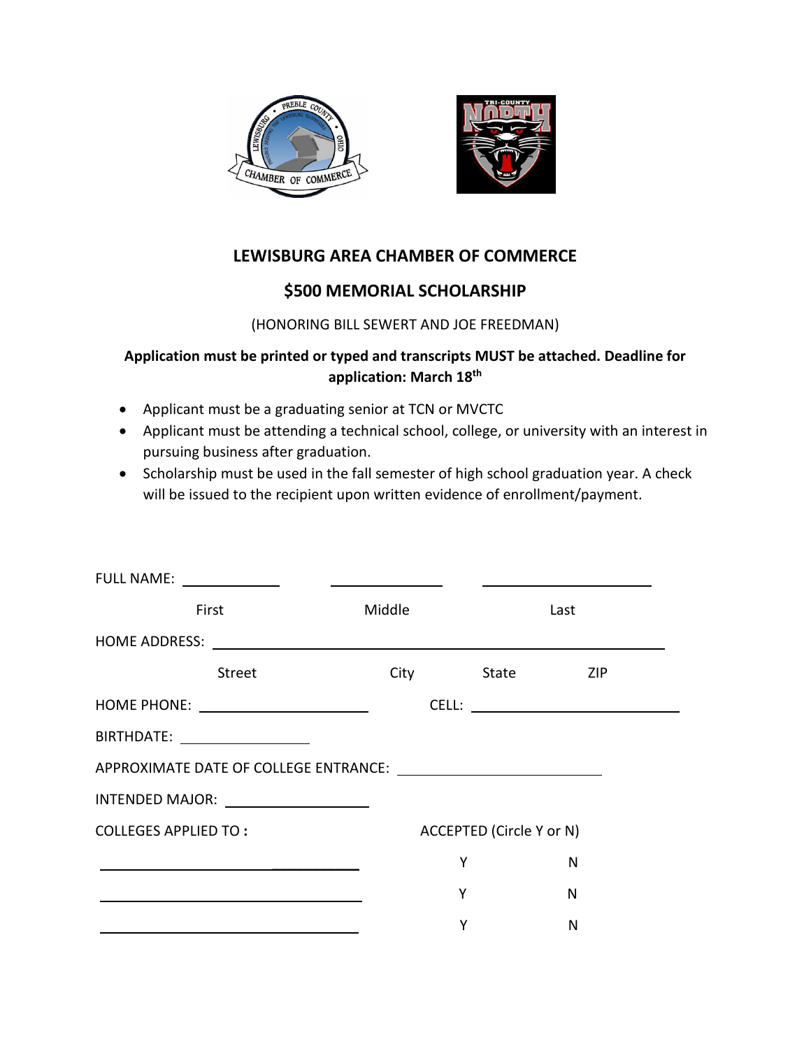# LEWISBURG AREA CHAMBER OF COMMERCE

## $500 MEMORIAL SCHOLARSHIP

(HONORING BILL SEWERT AND JOE FREEDMAN)

**Application must be printed or typed and transcripts MUST be attached. Deadline for application: March 18th**

- Applicant must be a graduating senior at TCN or MVCTC
- Applicant must be attending a technical school, college, or university with an interest in pursuing business after graduation.
- Scholarship must be used in the fall semester of high school graduation year. A check will be issued to the recipient upon written evidence of enrollment/payment.

FULL NAME: ____________ ____________ ________________

First Middle Last

HOME ADDRESS: ______________________________________________

Street City State ZIP

HOME PHONE: ____________________ CELL: ________________________

BIRTHDATE: ______________

APPROXIMATE DATE OF COLLEGE ENTRANCE: ______________________

INTENDED MAJOR: ________________

COLLEGES APPLIED TO : ACCEPTED (Circle Y or N)

____________________________ Y N

____________________________ Y N

____________________________ Y N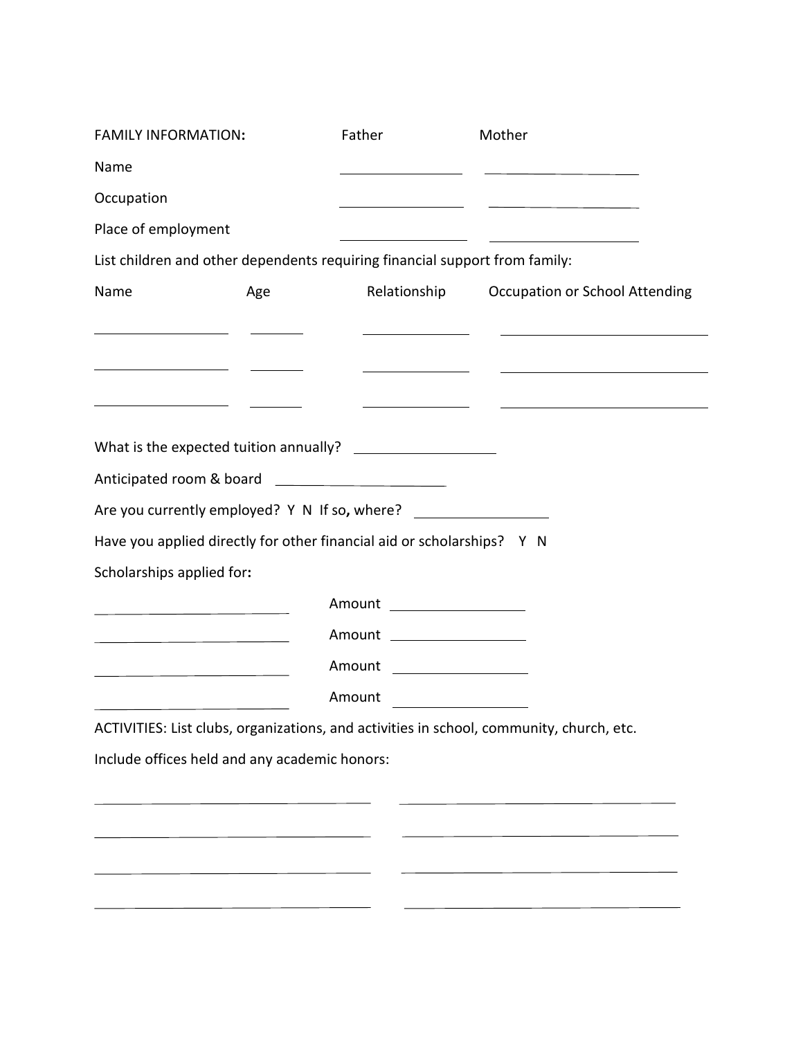FAMILY INFORMATION:

| | Father | Mother |
| --- | --- | --- |
| Name | ________________ | ________________ |
| Occupation | ________________ | ________________ |
| Place of employment | ________________ | ________________ |

List children and other dependents requiring financial support from family:

| Name | Age | Relationship | Occupation or School Attending |
| --- | --- | --- | --- |
| | | | |
| | | | |
| | | | |

What is the expected tuition annually? ________________

Anticipated room & board ________________

Are you currently employed? Y N If so, where? ________________

Have you applied directly for other financial aid or scholarships? Y N

Scholarships applied for:

________________ Amount ________________

________________ Amount ________________

________________ Amount ________________

________________ Amount ________________

ACTIVITIES: List clubs, organizations, and activities in school, community, church, etc.

Include offices held and any academic honors:

________________________________ ________________________________

________________________________ ________________________________

________________________________ ________________________________

________________________________ ________________________________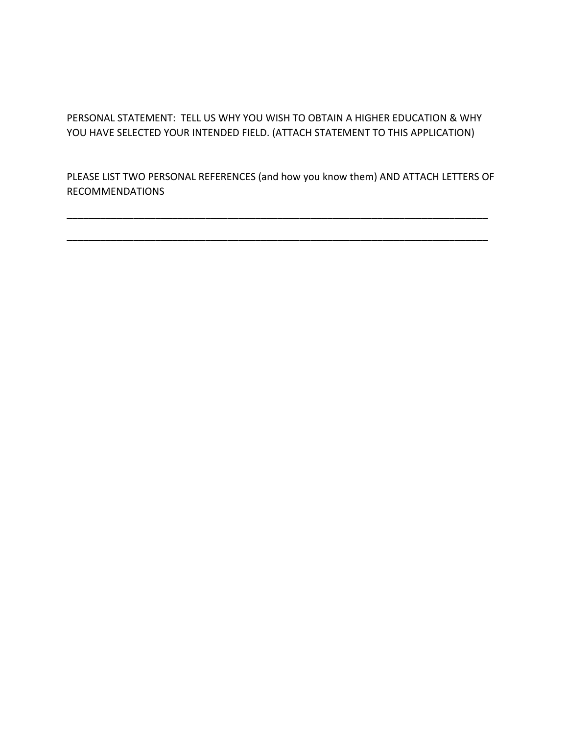PERSONAL STATEMENT: TELL US WHY YOU WISH TO OBTAIN A HIGHER EDUCATION & WHY YOU HAVE SELECTED YOUR INTENDED FIELD. (ATTACH STATEMENT TO THIS APPLICATION)

PLEASE LIST TWO PERSONAL REFERENCES (and how you know them) AND ATTACH LETTERS OF RECOMMENDATIONS

______________________________________________________________________________

______________________________________________________________________________